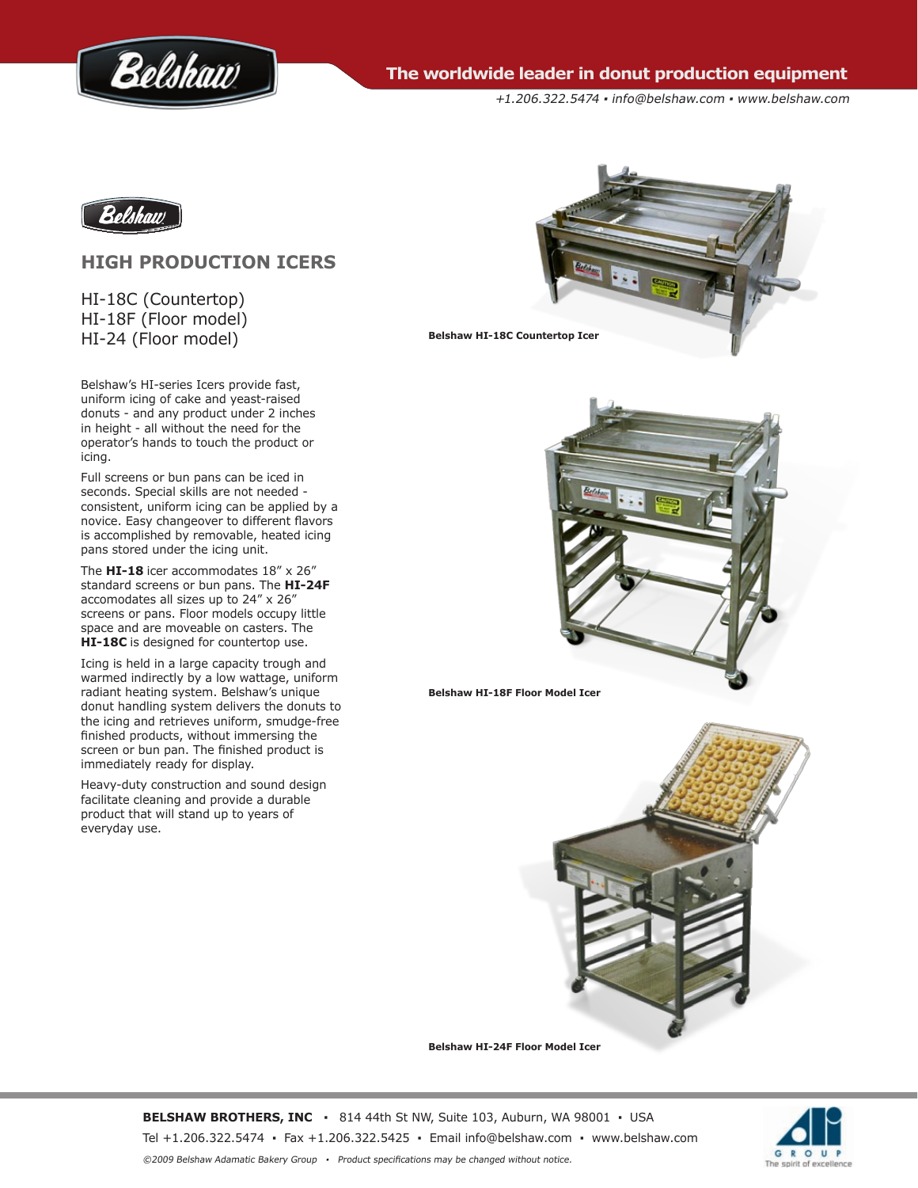The worldwide leader in donut production equipment

+1.206.322.5474 • info@belshaw.com • www.belshaw.com

# HIGH PRODUCTION ICERS

HI-18C (Countertop)
HI-18F (Floor model)
HI-24 (Floor model)

Belshaw's HI-series Icers provide fast, uniform icing of cake and yeast-raised donuts - and any product under 2 inches in height - all without the need for the operator's hands to touch the product or icing.

Full screens or bun pans can be iced in seconds. Special skills are not needed - consistent, uniform icing can be applied by a novice. Easy changeover to different flavors is accomplished by removable, heated icing pans stored under the icing unit.

The **HI-18** icer accommodates 18" x 26" standard screens or bun pans. The **HI-24F** accomodates all sizes up to 24" x 26" screens or pans. Floor models occupy little space and are moveable on casters. The **HI-18C** is designed for countertop use.

Icing is held in a large capacity trough and warmed indirectly by a low wattage, uniform radiant heating system. Belshaw's unique donut handling system delivers the donuts to the icing and retrieves uniform, smudge-free finished products, without immersing the screen or bun pan. The finished product is immediately ready for display.

Heavy-duty construction and sound design facilitate cleaning and provide a durable product that will stand up to years of everyday use.

**Belshaw HI-18C Countertop Icer**

**Belshaw HI-18F Floor Model Icer**

**Belshaw HI-24F Floor Model Icer**

**BELSHAW BROTHERS, INC** • 814 44th St NW, Suite 103, Auburn, WA 98001 • USA

Tel +1.206.322.5474 • Fax +1.206.322.5425 • Email info@belshaw.com • www.belshaw.com

*©2009 Belshaw Adamatic Bakery Group • Product specifications may be changed without notice.*

GROUP The spirit of excellence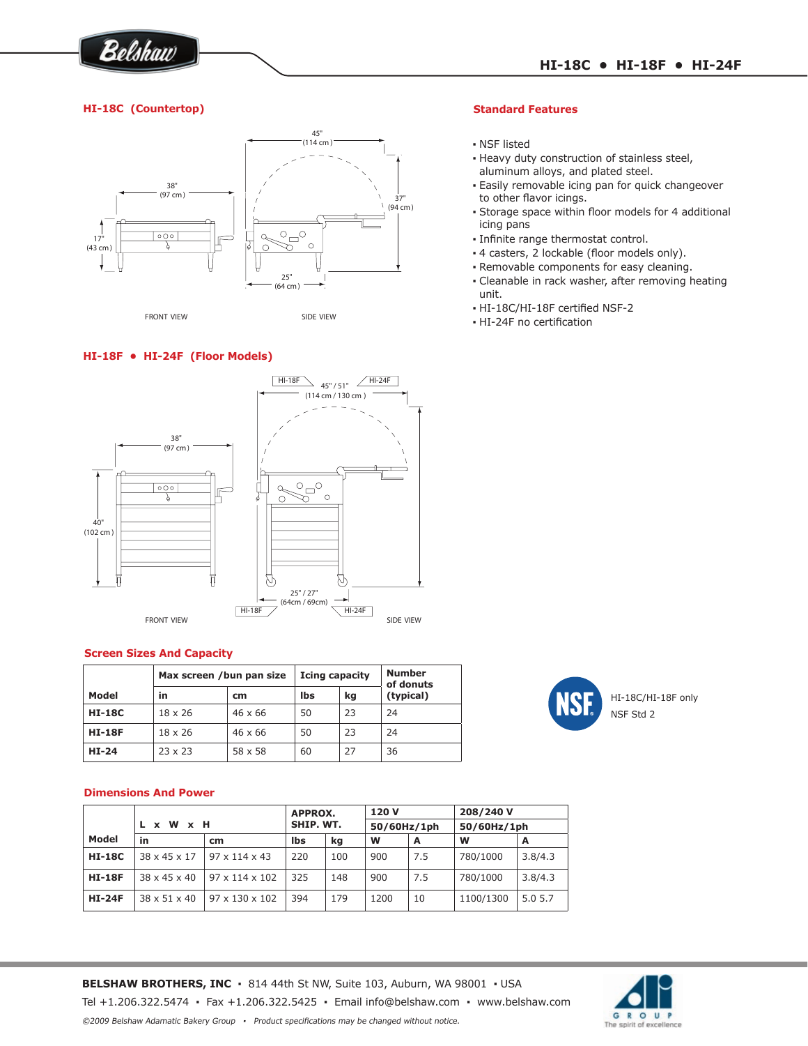# HI-18C • HI-18F • HI-24F

## HI-18C (Countertop)

45"
(114 cm)

38"
(97 cm)

37"
(94 cm)

17"
(43 cm)

25"
(64 cm)

FRONT VIEW

SIDE VIEW

## Standard Features

- NSF listed
- Heavy duty construction of stainless steel, aluminum alloys, and plated steel.
- Easily removable icing pan for quick changeover to other flavor icings.
- Storage space within floor models for 4 additional icing pans
- Infinite range thermostat control.
- 4 casters, 2 lockable (floor models only).
- Removable components for easy cleaning.
- Cleanable in rack washer, after removing heating unit.
- HI-18C/HI-18F certified NSF-2
- HI-24F no certification

## HI-18F • HI-24F (Floor Models)

HI-18F

45" / 51"
(114 cm / 130 cm)

HI-24F

38"
(97 cm)

40"
(102 cm)

25" / 27"
(64cm / 69cm)

HI-18F

HI-24F

FRONT VIEW

SIDE VIEW

## Screen Sizes And Capacity

| Model | Max screen /bun pan size | | Icing capacity | | Number of donuts (typical) |
|---|---|---|---|---|---|
| | in | cm | lbs | kg | |
| HI-18C | 18 x 26 | 46 x 66 | 50 | 23 | 24 |
| HI-18F | 18 x 26 | 46 x 66 | 50 | 23 | 24 |
| HI-24 | 23 x 23 | 58 x 58 | 60 | 27 | 36 |

HI-18C/HI-18F only
NSF Std 2

## Dimensions And Power

| Model | L x W x H | | APPROX. SHIP. WT. | | 120 V 50/60Hz/1ph | | 208/240 V 50/60Hz/1ph | |
|---|---|---|---|---|---|---|---|---|
| | in | cm | lbs | kg | W | A | W | A |
| HI-18C | 38 x 45 x 17 | 97 x 114 x 43 | 220 | 100 | 900 | 7.5 | 780/1000 | 3.8/4.3 |
| HI-18F | 38 x 45 x 40 | 97 x 114 x 102 | 325 | 148 | 900 | 7.5 | 780/1000 | 3.8/4.3 |
| HI-24F | 38 x 51 x 40 | 97 x 130 x 102 | 394 | 179 | 1200 | 10 | 1100/1300 | 5.0 5.7 |

**BELSHAW BROTHERS, INC** • 814 44th St NW, Suite 103, Auburn, WA 98001 • USA
Tel +1.206.322.5474 • Fax +1.206.322.5425 • Email info@belshaw.com • www.belshaw.com

*©2009 Belshaw Adamatic Bakery Group • Product specifications may be changed without notice.*

GROUP
The spirit of excellence